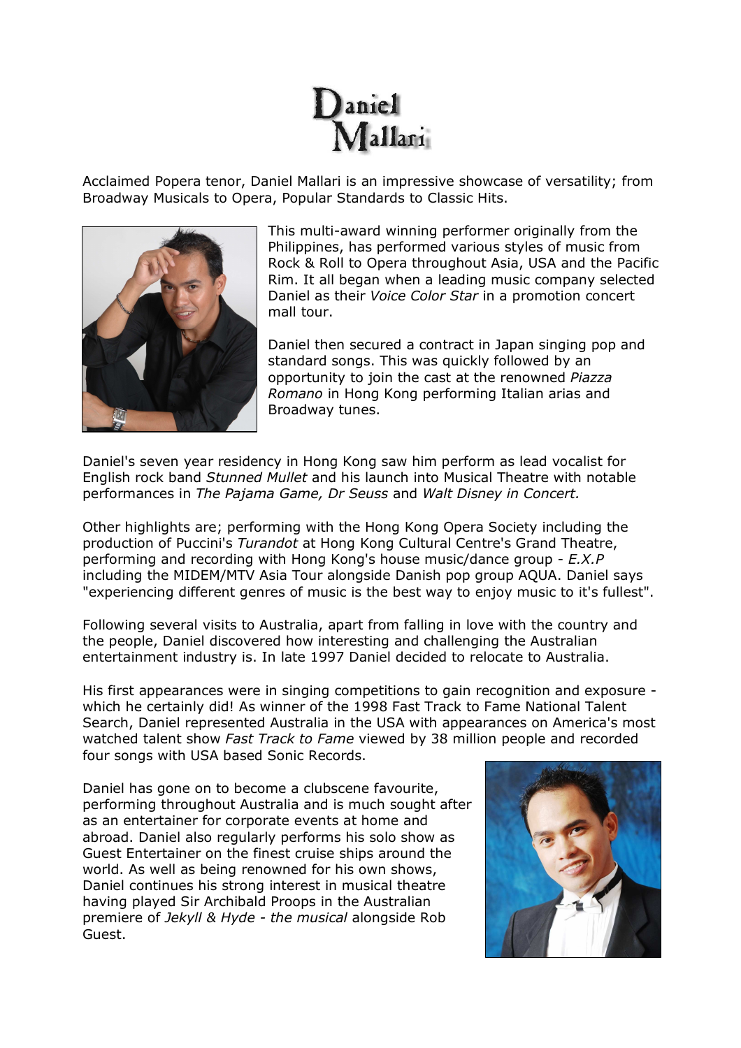# Daniel Mallari

Acclaimed Popera tenor, Daniel Mallari is an impressive showcase of versatility; from Broadway Musicals to Opera, Popular Standards to Classic Hits.

This multi-award winning performer originally from the Philippines, has performed various styles of music from Rock & Roll to Opera throughout Asia, USA and the Pacific Rim. It all began when a leading music company selected Daniel as their *Voice Color Star* in a promotion concert mall tour.

Daniel then secured a contract in Japan singing pop and standard songs. This was quickly followed by an opportunity to join the cast at the renowned *Piazza Romano* in Hong Kong performing Italian arias and Broadway tunes.

Daniel's seven year residency in Hong Kong saw him perform as lead vocalist for English rock band *Stunned Mullet* and his launch into Musical Theatre with notable performances in *The Pajama Game, Dr Seuss* and *Walt Disney in Concert.*

Other highlights are; performing with the Hong Kong Opera Society including the production of Puccini's *Turandot* at Hong Kong Cultural Centre's Grand Theatre, performing and recording with Hong Kong's house music/dance group - *E.X.P* including the MIDEM/MTV Asia Tour alongside Danish pop group AQUA. Daniel says "experiencing different genres of music is the best way to enjoy music to it's fullest".

Following several visits to Australia, apart from falling in love with the country and the people, Daniel discovered how interesting and challenging the Australian entertainment industry is. In late 1997 Daniel decided to relocate to Australia.

His first appearances were in singing competitions to gain recognition and exposure - which he certainly did! As winner of the 1998 Fast Track to Fame National Talent Search, Daniel represented Australia in the USA with appearances on America's most watched talent show *Fast Track to Fame* viewed by 38 million people and recorded four songs with USA based Sonic Records.

Daniel has gone on to become a clubscene favourite, performing throughout Australia and is much sought after as an entertainer for corporate events at home and abroad. Daniel also regularly performs his solo show as Guest Entertainer on the finest cruise ships around the world. As well as being renowned for his own shows, Daniel continues his strong interest in musical theatre having played Sir Archibald Proops in the Australian premiere of *Jekyll & Hyde - the musical* alongside Rob Guest.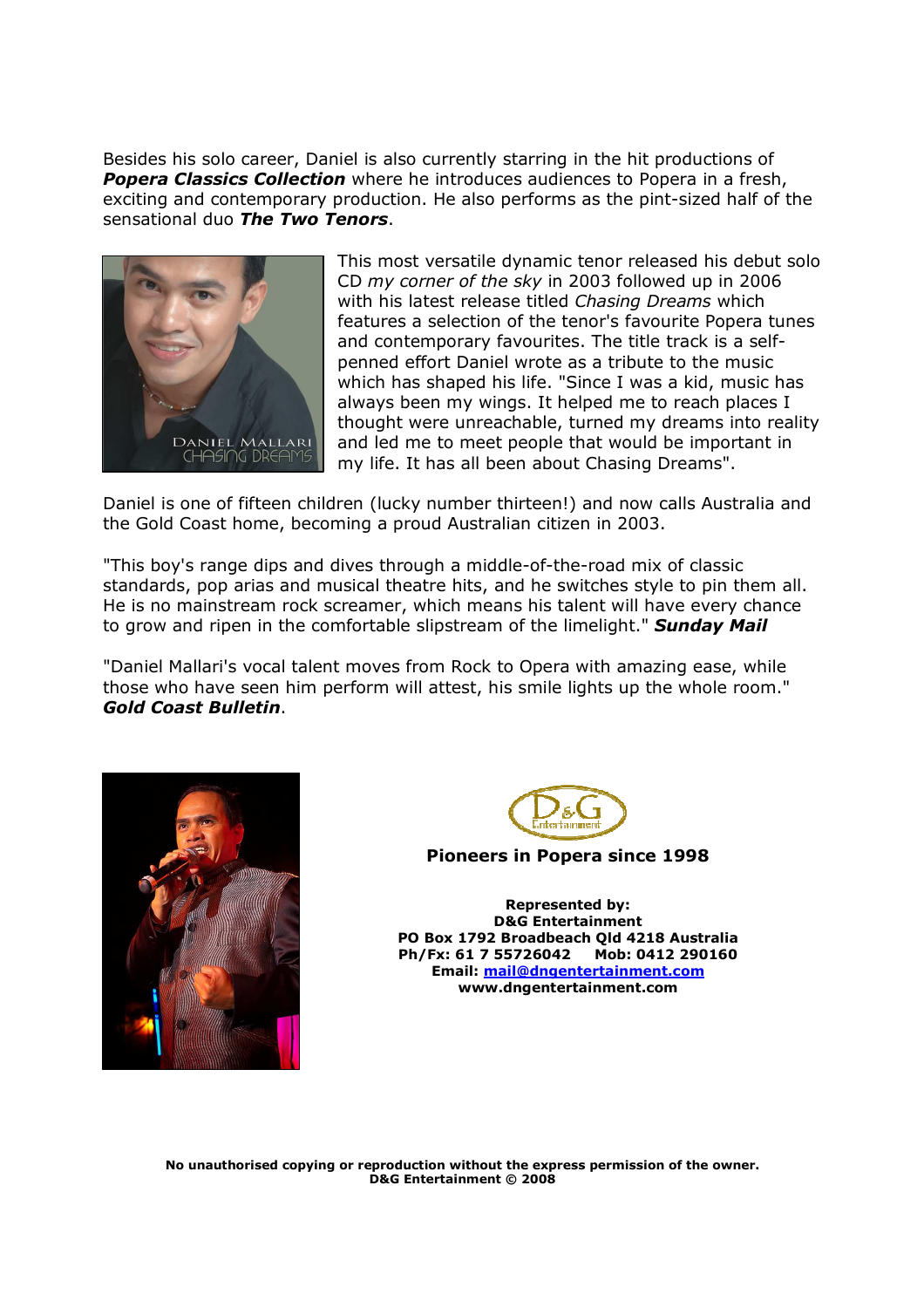Besides his solo career, Daniel is also currently starring in the hit productions of ***Popera Classics Collection*** where he introduces audiences to Popera in a fresh, exciting and contemporary production. He also performs as the pint-sized half of the sensational duo ***The Two Tenors***.

This most versatile dynamic tenor released his debut solo CD *my corner of the sky* in 2003 followed up in 2006 with his latest release titled *Chasing Dreams* which features a selection of the tenor's favourite Popera tunes and contemporary favourites. The title track is a self-penned effort Daniel wrote as a tribute to the music which has shaped his life. "Since I was a kid, music has always been my wings. It helped me to reach places I thought were unreachable, turned my dreams into reality and led me to meet people that would be important in my life. It has all been about Chasing Dreams".

Daniel is one of fifteen children (lucky number thirteen!) and now calls Australia and the Gold Coast home, becoming a proud Australian citizen in 2003.

"This boy's range dips and dives through a middle-of-the-road mix of classic standards, pop arias and musical theatre hits, and he switches style to pin them all. He is no mainstream rock screamer, which means his talent will have every chance to grow and ripen in the comfortable slipstream of the limelight." ***Sunday Mail***

"Daniel Mallari's vocal talent moves from Rock to Opera with amazing ease, while those who have seen him perform will attest, his smile lights up the whole room." ***Gold Coast Bulletin***.

**Pioneers in Popera since 1998**

**Represented by:**
**D&G Entertainment**
**PO Box 1792 Broadbeach Qld 4218 Australia**
**Ph/Fx: 61 7 55726042 Mob: 0412 290160**
**Email: mail@dngentertainment.com**
**www.dngentertainment.com**

**No unauthorised copying or reproduction without the express permission of the owner.**
**D&G Entertainment © 2008**